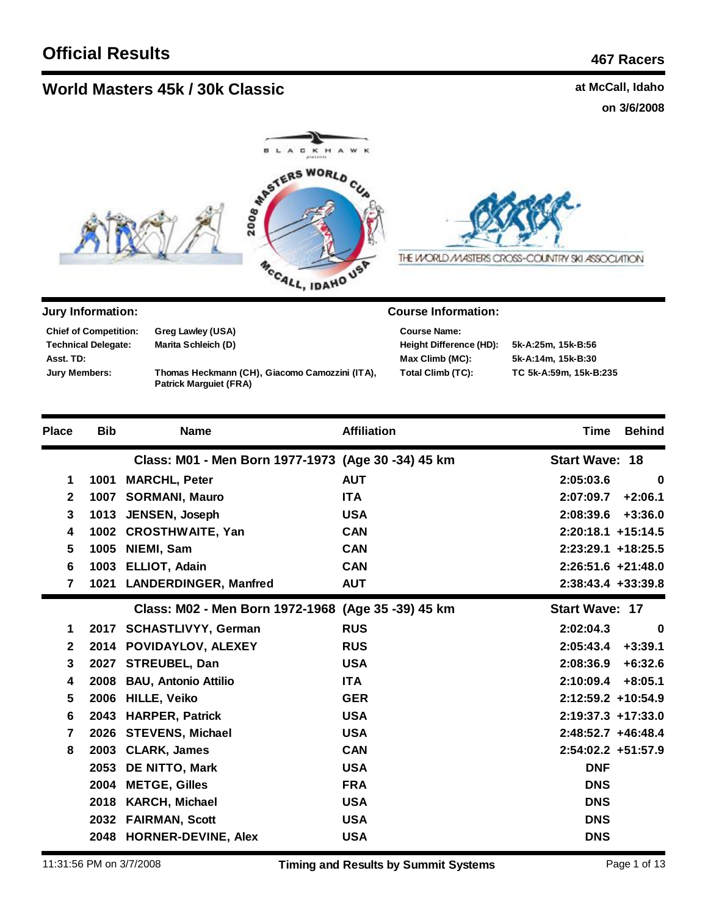# Official Results

**467 Racers**

## World Masters 45k / 30k Classic

**at McCall, Idaho**
**on 3/6/2008**

### Jury Information:

| | |
|---|---|
| **Chief of Competition:** | **Greg Lawley (USA)** |
| **Technical Delegate:** | **Marita Schleich (D)** |
| **Asst. TD:** | |
| **Jury Members:** | **Thomas Heckmann (CH), Giacomo Camozzini (ITA), Patrick Marguiet (FRA)** |

### Course Information:

| | |
|---|---|
| **Course Name:** | |
| **Height Difference (HD):** | **5k-A:25m, 15k-B:56** |
| **Max Climb (MC):** | **5k-A:14m, 15k-B:30** |
| **Total Climb (TC):** | **TC 5k-A:59m, 15k-B:235** |

| Place | Bib | Name | Affiliation | Time | Behind |
|---|---|---|---|---|---|
| | | **Class: M01 - Men Born 1977-1973 (Age 30 -34) 45 km** | | **Start Wave: 18** | |
| 1 | 1001 | MARCHL, Peter | AUT | 2:05:03.6 | 0 |
| 2 | 1007 | SORMANI, Mauro | ITA | 2:07:09.7 | +2:06.1 |
| 3 | 1013 | JENSEN, Joseph | USA | 2:08:39.6 | +3:36.0 |
| 4 | 1002 | CROSTHWAITE, Yan | CAN | 2:20:18.1 | +15:14.5 |
| 5 | 1005 | NIEMI, Sam | CAN | 2:23:29.1 | +18:25.5 |
| 6 | 1003 | ELLIOT, Adain | CAN | 2:26:51.6 | +21:48.0 |
| 7 | 1021 | LANDERDINGER, Manfred | AUT | 2:38:43.4 | +33:39.8 |
| | | **Class: M02 - Men Born 1972-1968 (Age 35 -39) 45 km** | | **Start Wave: 17** | |
| 1 | 2017 | SCHASTLIVYY, German | RUS | 2:02:04.3 | 0 |
| 2 | 2014 | POVIDAYLOV, ALEXEY | RUS | 2:05:43.4 | +3:39.1 |
| 3 | 2027 | STREUBEL, Dan | USA | 2:08:36.9 | +6:32.6 |
| 4 | 2008 | BAU, Antonio Attilio | ITA | 2:10:09.4 | +8:05.1 |
| 5 | 2006 | HILLE, Veiko | GER | 2:12:59.2 | +10:54.9 |
| 6 | 2043 | HARPER, Patrick | USA | 2:19:37.3 | +17:33.0 |
| 7 | 2026 | STEVENS, Michael | USA | 2:48:52.7 | +46:48.4 |
| 8 | 2003 | CLARK, James | CAN | 2:54:02.2 | +51:57.9 |
| | 2053 | DE NITTO, Mark | USA | DNF | |
| | 2004 | METGE, Gilles | FRA | DNS | |
| | 2018 | KARCH, Michael | USA | DNS | |
| | 2032 | FAIRMAN, Scott | USA | DNS | |
| | 2048 | HORNER-DEVINE, Alex | USA | DNS | |

11:31:56 PM on 3/7/2008 — **Timing and Results by Summit Systems**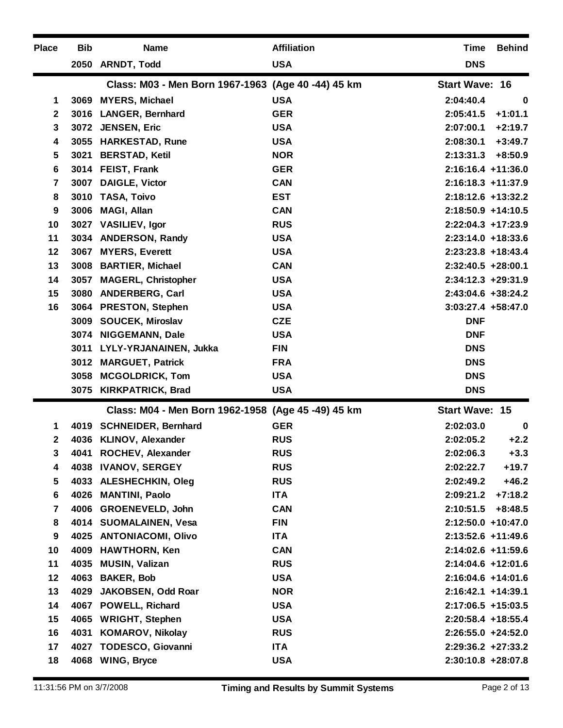| Place | Bib | Name | Affiliation | Time | Behind |
|---|---|---|---|---|---|
| | 2050 | ARNDT, Todd | USA | DNS | |

**Class: M03 - Men Born 1967-1963 (Age 40 -44) 45 km** — **Start Wave: 16**

| Place | Bib | Name | Affiliation | Time | Behind |
|---|---|---|---|---|---|
| 1 | 3069 | MYERS, Michael | USA | 2:04:40.4 | 0 |
| 2 | 3016 | LANGER, Bernhard | GER | 2:05:41.5 | +1:01.1 |
| 3 | 3072 | JENSEN, Eric | USA | 2:07:00.1 | +2:19.7 |
| 4 | 3055 | HARKESTAD, Rune | USA | 2:08:30.1 | +3:49.7 |
| 5 | 3021 | BERSTAD, Ketil | NOR | 2:13:31.3 | +8:50.9 |
| 6 | 3014 | FEIST, Frank | GER | 2:16:16.4 | +11:36.0 |
| 7 | 3007 | DAIGLE, Victor | CAN | 2:16:18.3 | +11:37.9 |
| 8 | 3010 | TASA, Toivo | EST | 2:18:12.6 | +13:32.2 |
| 9 | 3006 | MAGI, Allan | CAN | 2:18:50.9 | +14:10.5 |
| 10 | 3027 | VASILIEV, Igor | RUS | 2:22:04.3 | +17:23.9 |
| 11 | 3034 | ANDERSON, Randy | USA | 2:23:14.0 | +18:33.6 |
| 12 | 3067 | MYERS, Everett | USA | 2:23:23.8 | +18:43.4 |
| 13 | 3008 | BARTIER, Michael | CAN | 2:32:40.5 | +28:00.1 |
| 14 | 3057 | MAGERL, Christopher | USA | 2:34:12.3 | +29:31.9 |
| 15 | 3080 | ANDERBERG, Carl | USA | 2:43:04.6 | +38:24.2 |
| 16 | 3064 | PRESTON, Stephen | USA | 3:03:27.4 | +58:47.0 |
| | 3009 | SOUCEK, Miroslav | CZE | DNF | |
| | 3074 | NIGGEMANN, Dale | USA | DNF | |
| | 3011 | LYLY-YRJANAINEN, Jukka | FIN | DNS | |
| | 3012 | MARGUET, Patrick | FRA | DNS | |
| | 3058 | MCGOLDRICK, Tom | USA | DNS | |
| | 3075 | KIRKPATRICK, Brad | USA | DNS | |

**Class: M04 - Men Born 1962-1958 (Age 45 -49) 45 km** — **Start Wave: 15**

| Place | Bib | Name | Affiliation | Time | Behind |
|---|---|---|---|---|---|
| 1 | 4019 | SCHNEIDER, Bernhard | GER | 2:02:03.0 | 0 |
| 2 | 4036 | KLINOV, Alexander | RUS | 2:02:05.2 | +2.2 |
| 3 | 4041 | ROCHEV, Alexander | RUS | 2:02:06.3 | +3.3 |
| 4 | 4038 | IVANOV, SERGEY | RUS | 2:02:22.7 | +19.7 |
| 5 | 4033 | ALESHECHKIN, Oleg | RUS | 2:02:49.2 | +46.2 |
| 6 | 4026 | MANTINI, Paolo | ITA | 2:09:21.2 | +7:18.2 |
| 7 | 4006 | GROENEVELD, John | CAN | 2:10:51.5 | +8:48.5 |
| 8 | 4014 | SUOMALAINEN, Vesa | FIN | 2:12:50.0 | +10:47.0 |
| 9 | 4025 | ANTONIACOMI, Olivo | ITA | 2:13:52.6 | +11:49.6 |
| 10 | 4009 | HAWTHORN, Ken | CAN | 2:14:02.6 | +11:59.6 |
| 11 | 4035 | MUSIN, Valizan | RUS | 2:14:04.6 | +12:01.6 |
| 12 | 4063 | BAKER, Bob | USA | 2:16:04.6 | +14:01.6 |
| 13 | 4029 | JAKOBSEN, Odd Roar | NOR | 2:16:42.1 | +14:39.1 |
| 14 | 4067 | POWELL, Richard | USA | 2:17:06.5 | +15:03.5 |
| 15 | 4065 | WRIGHT, Stephen | USA | 2:20:58.4 | +18:55.4 |
| 16 | 4031 | KOMAROV, Nikolay | RUS | 2:26:55.0 | +24:52.0 |
| 17 | 4027 | TODESCO, Giovanni | ITA | 2:29:36.2 | +27:33.2 |
| 18 | 4068 | WING, Bryce | USA | 2:30:10.8 | +28:07.8 |

11:31:56 PM on 3/7/2008 — Timing and Results by Summit Systems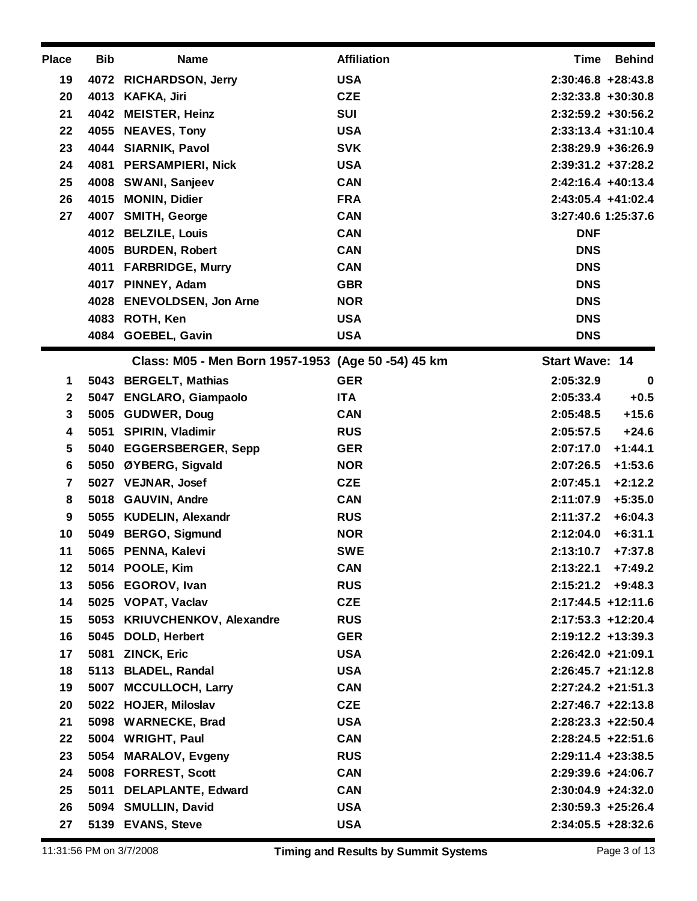| Place | Bib | Name | Affiliation | Time | Behind |
|---|---|---|---|---|---|
| 19 | 4072 | RICHARDSON, Jerry | USA | 2:30:46.8 | +28:43.8 |
| 20 | 4013 | KAFKA, Jiri | CZE | 2:32:33.8 | +30:30.8 |
| 21 | 4042 | MEISTER, Heinz | SUI | 2:32:59.2 | +30:56.2 |
| 22 | 4055 | NEAVES, Tony | USA | 2:33:13.4 | +31:10.4 |
| 23 | 4044 | SIARNIK, Pavol | SVK | 2:38:29.9 | +36:26.9 |
| 24 | 4081 | PERSAMPIERI, Nick | USA | 2:39:31.2 | +37:28.2 |
| 25 | 4008 | SWANI, Sanjeev | CAN | 2:42:16.4 | +40:13.4 |
| 26 | 4015 | MONIN, Didier | FRA | 2:43:05.4 | +41:02.4 |
| 27 | 4007 | SMITH, George | CAN | 3:27:40.6 | 1:25:37.6 |
| | 4012 | BELZILE, Louis | CAN | DNF | |
| | 4005 | BURDEN, Robert | CAN | DNS | |
| | 4011 | FARBRIDGE, Murry | CAN | DNS | |
| | 4017 | PINNEY, Adam | GBR | DNS | |
| | 4028 | ENEVOLDSEN, Jon Arne | NOR | DNS | |
| | 4083 | ROTH, Ken | USA | DNS | |
| | 4084 | GOEBEL, Gavin | USA | DNS | |

**Class: M05 - Men Born 1957-1953 (Age 50 -54) 45 km** — **Start Wave: 14**

| Place | Bib | Name | Affiliation | Time | Behind |
|---|---|---|---|---|---|
| 1 | 5043 | BERGELT, Mathias | GER | 2:05:32.9 | 0 |
| 2 | 5047 | ENGLARO, Giampaolo | ITA | 2:05:33.4 | +0.5 |
| 3 | 5005 | GUDWER, Doug | CAN | 2:05:48.5 | +15.6 |
| 4 | 5051 | SPIRIN, Vladimir | RUS | 2:05:57.5 | +24.6 |
| 5 | 5040 | EGGERSBERGER, Sepp | GER | 2:07:17.0 | +1:44.1 |
| 6 | 5050 | ØYBERG, Sigvald | NOR | 2:07:26.5 | +1:53.6 |
| 7 | 5027 | VEJNAR, Josef | CZE | 2:07:45.1 | +2:12.2 |
| 8 | 5018 | GAUVIN, Andre | CAN | 2:11:07.9 | +5:35.0 |
| 9 | 5055 | KUDELIN, Alexandr | RUS | 2:11:37.2 | +6:04.3 |
| 10 | 5049 | BERGO, Sigmund | NOR | 2:12:04.0 | +6:31.1 |
| 11 | 5065 | PENNA, Kalevi | SWE | 2:13:10.7 | +7:37.8 |
| 12 | 5014 | POOLE, Kim | CAN | 2:13:22.1 | +7:49.2 |
| 13 | 5056 | EGOROV, Ivan | RUS | 2:15:21.2 | +9:48.3 |
| 14 | 5025 | VOPAT, Vaclav | CZE | 2:17:44.5 | +12:11.6 |
| 15 | 5053 | KRIUVCHENKOV, Alexandre | RUS | 2:17:53.3 | +12:20.4 |
| 16 | 5045 | DOLD, Herbert | GER | 2:19:12.2 | +13:39.3 |
| 17 | 5081 | ZINCK, Eric | USA | 2:26:42.0 | +21:09.1 |
| 18 | 5113 | BLADEL, Randal | USA | 2:26:45.7 | +21:12.8 |
| 19 | 5007 | MCCULLOCH, Larry | CAN | 2:27:24.2 | +21:51.3 |
| 20 | 5022 | HOJER, Miloslav | CZE | 2:27:46.7 | +22:13.8 |
| 21 | 5098 | WARNECKE, Brad | USA | 2:28:23.3 | +22:50.4 |
| 22 | 5004 | WRIGHT, Paul | CAN | 2:28:24.5 | +22:51.6 |
| 23 | 5054 | MARALOV, Evgeny | RUS | 2:29:11.4 | +23:38.5 |
| 24 | 5008 | FORREST, Scott | CAN | 2:29:39.6 | +24:06.7 |
| 25 | 5011 | DELAPLANTE, Edward | CAN | 2:30:04.9 | +24:32.0 |
| 26 | 5094 | SMULLIN, David | USA | 2:30:59.3 | +25:26.4 |
| 27 | 5139 | EVANS, Steve | USA | 2:34:05.5 | +28:32.6 |

11:31:56 PM on 3/7/2008 — Timing and Results by Summit Systems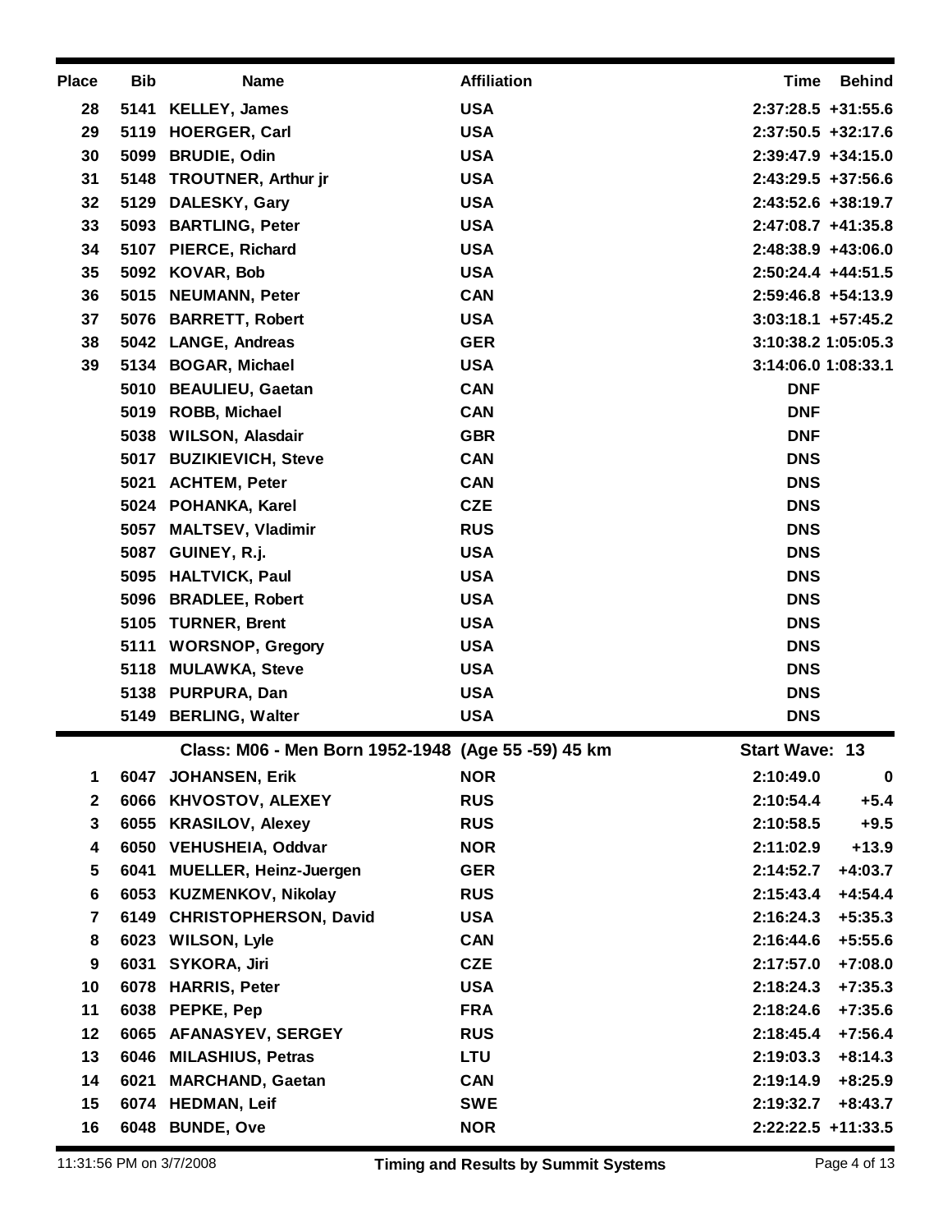| Place | Bib | Name | Affiliation | Time | Behind |
|---|---|---|---|---|---|
| 28 | 5141 | KELLEY, James | USA | 2:37:28.5 | +31:55.6 |
| 29 | 5119 | HOERGER, Carl | USA | 2:37:50.5 | +32:17.6 |
| 30 | 5099 | BRUDIE, Odin | USA | 2:39:47.9 | +34:15.0 |
| 31 | 5148 | TROUTNER, Arthur jr | USA | 2:43:29.5 | +37:56.6 |
| 32 | 5129 | DALESKY, Gary | USA | 2:43:52.6 | +38:19.7 |
| 33 | 5093 | BARTLING, Peter | USA | 2:47:08.7 | +41:35.8 |
| 34 | 5107 | PIERCE, Richard | USA | 2:48:38.9 | +43:06.0 |
| 35 | 5092 | KOVAR, Bob | USA | 2:50:24.4 | +44:51.5 |
| 36 | 5015 | NEUMANN, Peter | CAN | 2:59:46.8 | +54:13.9 |
| 37 | 5076 | BARRETT, Robert | USA | 3:03:18.1 | +57:45.2 |
| 38 | 5042 | LANGE, Andreas | GER | 3:10:38.2 | 1:05:05.3 |
| 39 | 5134 | BOGAR, Michael | USA | 3:14:06.0 | 1:08:33.1 |
| | 5010 | BEAULIEU, Gaetan | CAN | DNF | |
| | 5019 | ROBB, Michael | CAN | DNF | |
| | 5038 | WILSON, Alasdair | GBR | DNF | |
| | 5017 | BUZIKIEVICH, Steve | CAN | DNS | |
| | 5021 | ACHTEM, Peter | CAN | DNS | |
| | 5024 | POHANKA, Karel | CZE | DNS | |
| | 5057 | MALTSEV, Vladimir | RUS | DNS | |
| | 5087 | GUINEY, R.j. | USA | DNS | |
| | 5095 | HALTVICK, Paul | USA | DNS | |
| | 5096 | BRADLEE, Robert | USA | DNS | |
| | 5105 | TURNER, Brent | USA | DNS | |
| | 5111 | WORSNOP, Gregory | USA | DNS | |
| | 5118 | MULAWKA, Steve | USA | DNS | |
| | 5138 | PURPURA, Dan | USA | DNS | |
| | 5149 | BERLING, Walter | USA | DNS | |

**Class: M06 - Men Born 1952-1948 (Age 55 -59) 45 km** — **Start Wave: 13**

| Place | Bib | Name | Affiliation | Time | Behind |
|---|---|---|---|---|---|
| 1 | 6047 | JOHANSEN, Erik | NOR | 2:10:49.0 | 0 |
| 2 | 6066 | KHVOSTOV, ALEXEY | RUS | 2:10:54.4 | +5.4 |
| 3 | 6055 | KRASILOV, Alexey | RUS | 2:10:58.5 | +9.5 |
| 4 | 6050 | VEHUSHEIA, Oddvar | NOR | 2:11:02.9 | +13.9 |
| 5 | 6041 | MUELLER, Heinz-Juergen | GER | 2:14:52.7 | +4:03.7 |
| 6 | 6053 | KUZMENKOV, Nikolay | RUS | 2:15:43.4 | +4:54.4 |
| 7 | 6149 | CHRISTOPHERSON, David | USA | 2:16:24.3 | +5:35.3 |
| 8 | 6023 | WILSON, Lyle | CAN | 2:16:44.6 | +5:55.6 |
| 9 | 6031 | SYKORA, Jiri | CZE | 2:17:57.0 | +7:08.0 |
| 10 | 6078 | HARRIS, Peter | USA | 2:18:24.3 | +7:35.3 |
| 11 | 6038 | PEPKE, Pep | FRA | 2:18:24.6 | +7:35.6 |
| 12 | 6065 | AFANASYEV, SERGEY | RUS | 2:18:45.4 | +7:56.4 |
| 13 | 6046 | MILASHIUS, Petras | LTU | 2:19:03.3 | +8:14.3 |
| 14 | 6021 | MARCHAND, Gaetan | CAN | 2:19:14.9 | +8:25.9 |
| 15 | 6074 | HEDMAN, Leif | SWE | 2:19:32.7 | +8:43.7 |
| 16 | 6048 | BUNDE, Ove | NOR | 2:22:22.5 | +11:33.5 |

11:31:56 PM on 3/7/2008 — **Timing and Results by Summit Systems**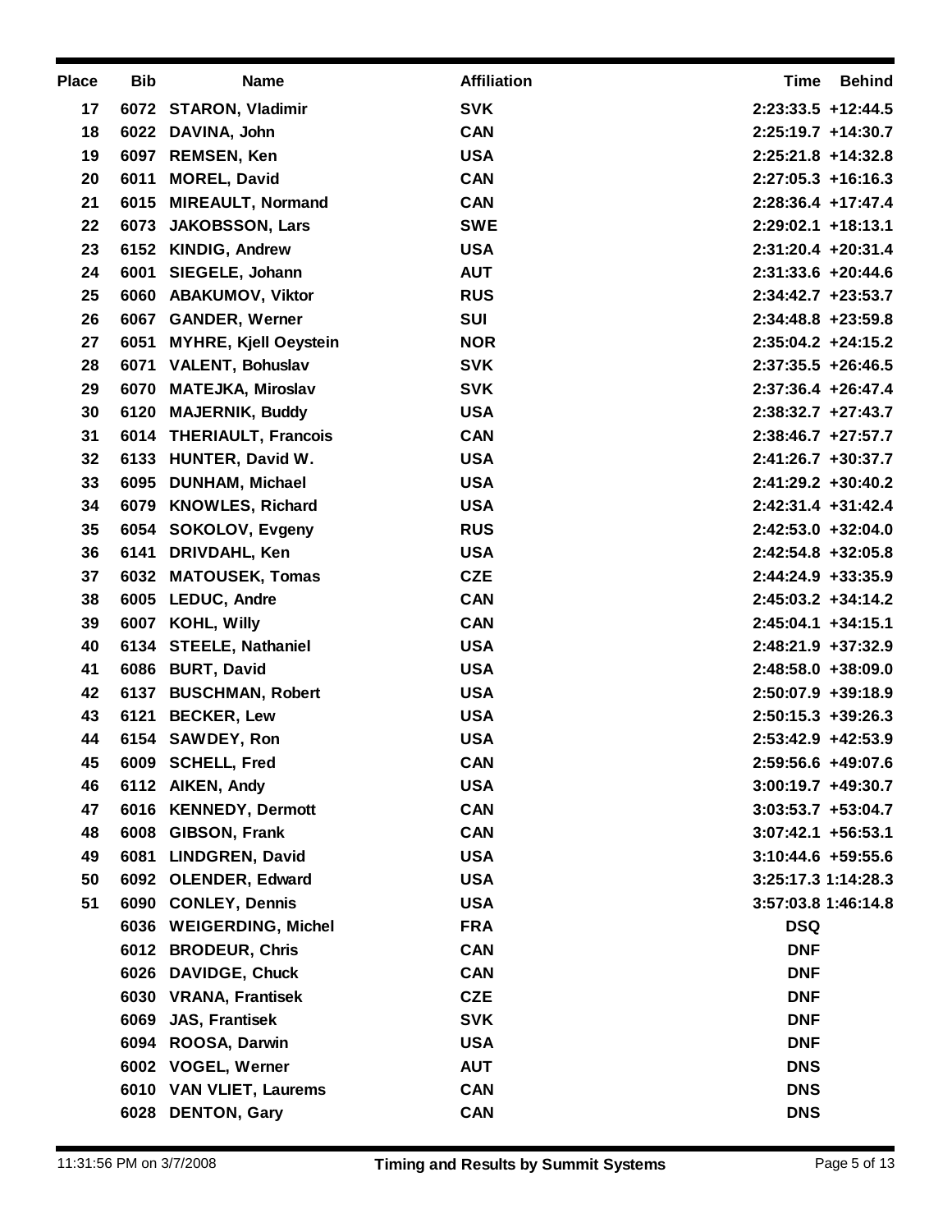| Place | Bib | Name | Affiliation | Time | Behind |
|---|---|---|---|---|---|
| 17 | 6072 | STARON, Vladimir | SVK | 2:23:33.5 | +12:44.5 |
| 18 | 6022 | DAVINA, John | CAN | 2:25:19.7 | +14:30.7 |
| 19 | 6097 | REMSEN, Ken | USA | 2:25:21.8 | +14:32.8 |
| 20 | 6011 | MOREL, David | CAN | 2:27:05.3 | +16:16.3 |
| 21 | 6015 | MIREAULT, Normand | CAN | 2:28:36.4 | +17:47.4 |
| 22 | 6073 | JAKOBSSON, Lars | SWE | 2:29:02.1 | +18:13.1 |
| 23 | 6152 | KINDIG, Andrew | USA | 2:31:20.4 | +20:31.4 |
| 24 | 6001 | SIEGELE, Johann | AUT | 2:31:33.6 | +20:44.6 |
| 25 | 6060 | ABAKUMOV, Viktor | RUS | 2:34:42.7 | +23:53.7 |
| 26 | 6067 | GANDER, Werner | SUI | 2:34:48.8 | +23:59.8 |
| 27 | 6051 | MYHRE, Kjell Oeystein | NOR | 2:35:04.2 | +24:15.2 |
| 28 | 6071 | VALENT, Bohuslav | SVK | 2:37:35.5 | +26:46.5 |
| 29 | 6070 | MATEJKA, Miroslav | SVK | 2:37:36.4 | +26:47.4 |
| 30 | 6120 | MAJERNIK, Buddy | USA | 2:38:32.7 | +27:43.7 |
| 31 | 6014 | THERIAULT, Francois | CAN | 2:38:46.7 | +27:57.7 |
| 32 | 6133 | HUNTER, David W. | USA | 2:41:26.7 | +30:37.7 |
| 33 | 6095 | DUNHAM, Michael | USA | 2:41:29.2 | +30:40.2 |
| 34 | 6079 | KNOWLES, Richard | USA | 2:42:31.4 | +31:42.4 |
| 35 | 6054 | SOKOLOV, Evgeny | RUS | 2:42:53.0 | +32:04.0 |
| 36 | 6141 | DRIVDAHL, Ken | USA | 2:42:54.8 | +32:05.8 |
| 37 | 6032 | MATOUSEK, Tomas | CZE | 2:44:24.9 | +33:35.9 |
| 38 | 6005 | LEDUC, Andre | CAN | 2:45:03.2 | +34:14.2 |
| 39 | 6007 | KOHL, Willy | CAN | 2:45:04.1 | +34:15.1 |
| 40 | 6134 | STEELE, Nathaniel | USA | 2:48:21.9 | +37:32.9 |
| 41 | 6086 | BURT, David | USA | 2:48:58.0 | +38:09.0 |
| 42 | 6137 | BUSCHMAN, Robert | USA | 2:50:07.9 | +39:18.9 |
| 43 | 6121 | BECKER, Lew | USA | 2:50:15.3 | +39:26.3 |
| 44 | 6154 | SAWDEY, Ron | USA | 2:53:42.9 | +42:53.9 |
| 45 | 6009 | SCHELL, Fred | CAN | 2:59:56.6 | +49:07.6 |
| 46 | 6112 | AIKEN, Andy | USA | 3:00:19.7 | +49:30.7 |
| 47 | 6016 | KENNEDY, Dermott | CAN | 3:03:53.7 | +53:04.7 |
| 48 | 6008 | GIBSON, Frank | CAN | 3:07:42.1 | +56:53.1 |
| 49 | 6081 | LINDGREN, David | USA | 3:10:44.6 | +59:55.6 |
| 50 | 6092 | OLENDER, Edward | USA | 3:25:17.3 | 1:14:28.3 |
| 51 | 6090 | CONLEY, Dennis | USA | 3:57:03.8 | 1:46:14.8 |
| | 6036 | WEIGERDING, Michel | FRA | DSQ | |
| | 6012 | BRODEUR, Chris | CAN | DNF | |
| | 6026 | DAVIDGE, Chuck | CAN | DNF | |
| | 6030 | VRANA, Frantisek | CZE | DNF | |
| | 6069 | JAS, Frantisek | SVK | DNF | |
| | 6094 | ROOSA, Darwin | USA | DNF | |
| | 6002 | VOGEL, Werner | AUT | DNS | |
| | 6010 | VAN VLIET, Laurems | CAN | DNS | |
| | 6028 | DENTON, Gary | CAN | DNS | |

11:31:56 PM on 3/7/2008 **Timing and Results by Summit Systems**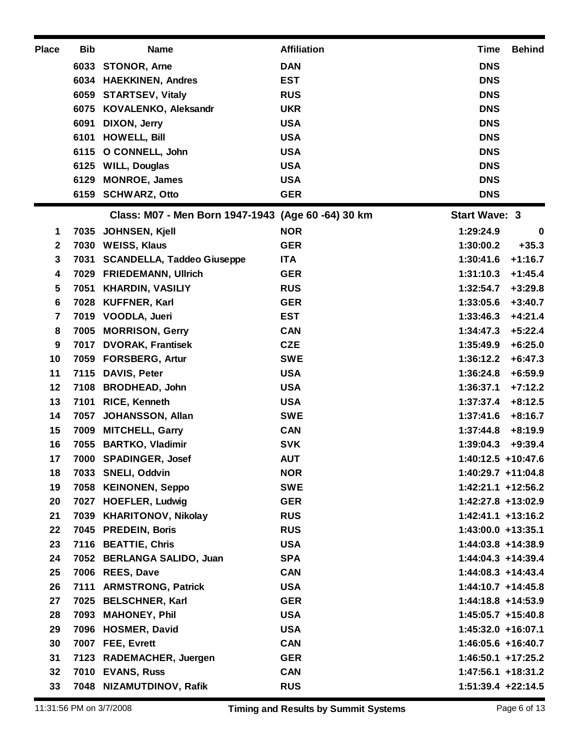| Place | Bib | Name | Affiliation | Time | Behind |
|---|---|---|---|---|---|
| | 6033 | STONOR, Arne | DAN | DNS | |
| | 6034 | HAEKKINEN, Andres | EST | DNS | |
| | 6059 | STARTSEV, Vitaly | RUS | DNS | |
| | 6075 | KOVALENKO, Aleksandr | UKR | DNS | |
| | 6091 | DIXON, Jerry | USA | DNS | |
| | 6101 | HOWELL, Bill | USA | DNS | |
| | 6115 | O CONNELL, John | USA | DNS | |
| | 6125 | WILL, Douglas | USA | DNS | |
| | 6129 | MONROE, James | USA | DNS | |
| | 6159 | SCHWARZ, Otto | GER | DNS | |

**Class: M07 - Men Born 1947-1943 (Age 60 -64) 30 km** — **Start Wave: 3**

| Place | Bib | Name | Affiliation | Time | Behind |
|---|---|---|---|---|---|
| 1 | 7035 | JOHNSEN, Kjell | NOR | 1:29:24.9 | 0 |
| 2 | 7030 | WEISS, Klaus | GER | 1:30:00.2 | +35.3 |
| 3 | 7031 | SCANDELLA, Taddeo Giuseppe | ITA | 1:30:41.6 | +1:16.7 |
| 4 | 7029 | FRIEDEMANN, Ullrich | GER | 1:31:10.3 | +1:45.4 |
| 5 | 7051 | KHARDIN, VASILIY | RUS | 1:32:54.7 | +3:29.8 |
| 6 | 7028 | KUFFNER, Karl | GER | 1:33:05.6 | +3:40.7 |
| 7 | 7019 | VOODLA, Jueri | EST | 1:33:46.3 | +4:21.4 |
| 8 | 7005 | MORRISON, Gerry | CAN | 1:34:47.3 | +5:22.4 |
| 9 | 7017 | DVORAK, Frantisek | CZE | 1:35:49.9 | +6:25.0 |
| 10 | 7059 | FORSBERG, Artur | SWE | 1:36:12.2 | +6:47.3 |
| 11 | 7115 | DAVIS, Peter | USA | 1:36:24.8 | +6:59.9 |
| 12 | 7108 | BRODHEAD, John | USA | 1:36:37.1 | +7:12.2 |
| 13 | 7101 | RICE, Kenneth | USA | 1:37:37.4 | +8:12.5 |
| 14 | 7057 | JOHANSSON, Allan | SWE | 1:37:41.6 | +8:16.7 |
| 15 | 7009 | MITCHELL, Garry | CAN | 1:37:44.8 | +8:19.9 |
| 16 | 7055 | BARTKO, Vladimir | SVK | 1:39:04.3 | +9:39.4 |
| 17 | 7000 | SPADINGER, Josef | AUT | 1:40:12.5 | +10:47.6 |
| 18 | 7033 | SNELI, Oddvin | NOR | 1:40:29.7 | +11:04.8 |
| 19 | 7058 | KEINONEN, Seppo | SWE | 1:42:21.1 | +12:56.2 |
| 20 | 7027 | HOEFLER, Ludwig | GER | 1:42:27.8 | +13:02.9 |
| 21 | 7039 | KHARITONOV, Nikolay | RUS | 1:42:41.1 | +13:16.2 |
| 22 | 7045 | PREDEIN, Boris | RUS | 1:43:00.0 | +13:35.1 |
| 23 | 7116 | BEATTIE, Chris | USA | 1:44:03.8 | +14:38.9 |
| 24 | 7052 | BERLANGA SALIDO, Juan | SPA | 1:44:04.3 | +14:39.4 |
| 25 | 7006 | REES, Dave | CAN | 1:44:08.3 | +14:43.4 |
| 26 | 7111 | ARMSTRONG, Patrick | USA | 1:44:10.7 | +14:45.8 |
| 27 | 7025 | BELSCHNER, Karl | GER | 1:44:18.8 | +14:53.9 |
| 28 | 7093 | MAHONEY, Phil | USA | 1:45:05.7 | +15:40.8 |
| 29 | 7096 | HOSMER, David | USA | 1:45:32.0 | +16:07.1 |
| 30 | 7007 | FEE, Evrett | CAN | 1:46:05.6 | +16:40.7 |
| 31 | 7123 | RADEMACHER, Juergen | GER | 1:46:50.1 | +17:25.2 |
| 32 | 7010 | EVANS, Russ | CAN | 1:47:56.1 | +18:31.2 |
| 33 | 7048 | NIZAMUTDINOV, Rafik | RUS | 1:51:39.4 | +22:14.5 |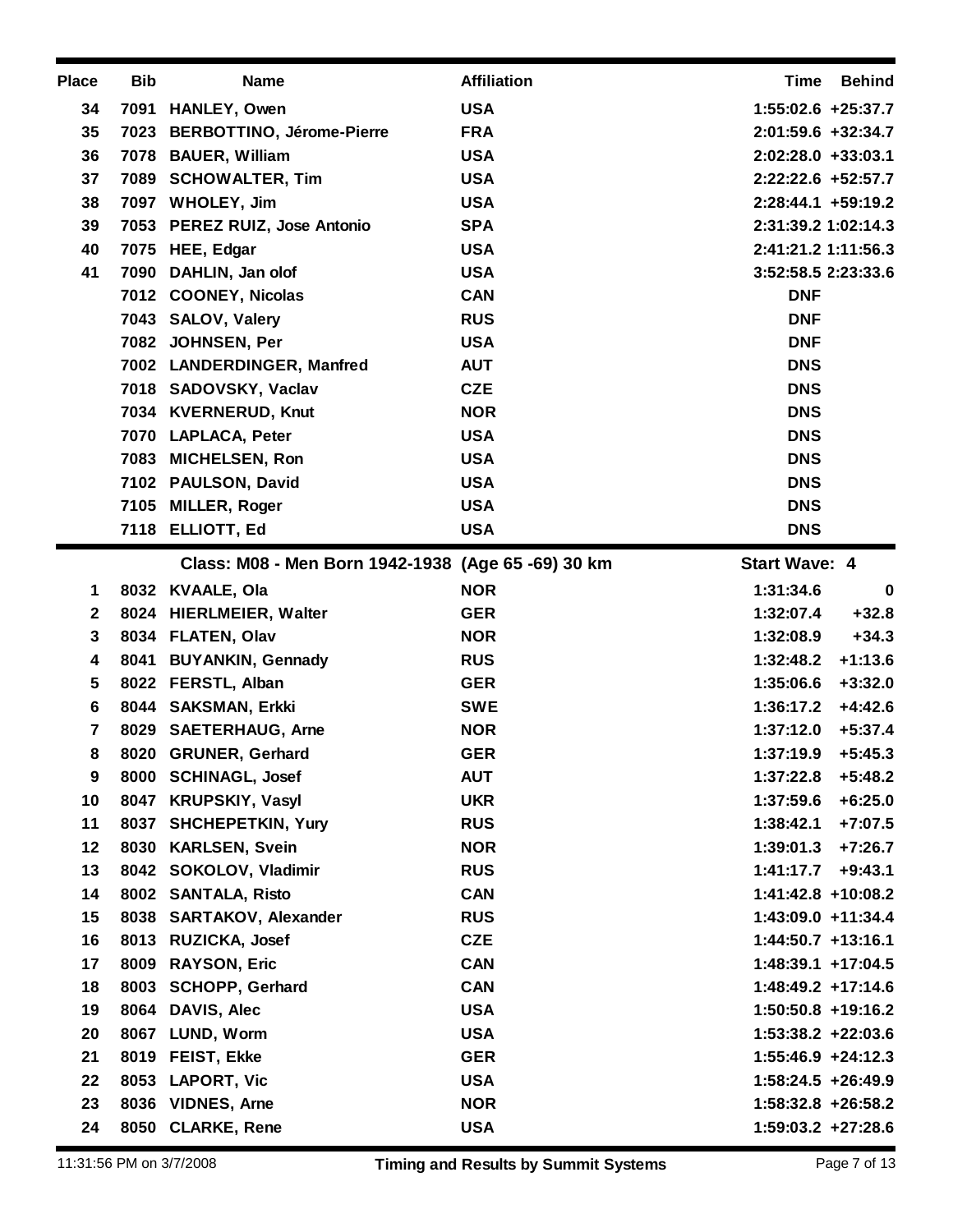| Place | Bib | Name | Affiliation | Time | Behind |
|---|---|---|---|---|---|
| 34 | 7091 | HANLEY, Owen | USA | 1:55:02.6 | +25:37.7 |
| 35 | 7023 | BERBOTTINO, Jérome-Pierre | FRA | 2:01:59.6 | +32:34.7 |
| 36 | 7078 | BAUER, William | USA | 2:02:28.0 | +33:03.1 |
| 37 | 7089 | SCHOWALTER, Tim | USA | 2:22:22.6 | +52:57.7 |
| 38 | 7097 | WHOLEY, Jim | USA | 2:28:44.1 | +59:19.2 |
| 39 | 7053 | PEREZ RUIZ, Jose Antonio | SPA | 2:31:39.2 | 1:02:14.3 |
| 40 | 7075 | HEE, Edgar | USA | 2:41:21.2 | 1:11:56.3 |
| 41 | 7090 | DAHLIN, Jan olof | USA | 3:52:58.5 | 2:23:33.6 |
| | 7012 | COONEY, Nicolas | CAN | DNF | |
| | 7043 | SALOV, Valery | RUS | DNF | |
| | 7082 | JOHNSEN, Per | USA | DNF | |
| | 7002 | LANDERDINGER, Manfred | AUT | DNS | |
| | 7018 | SADOVSKY, Vaclav | CZE | DNS | |
| | 7034 | KVERNERUD, Knut | NOR | DNS | |
| | 7070 | LAPLACA, Peter | USA | DNS | |
| | 7083 | MICHELSEN, Ron | USA | DNS | |
| | 7102 | PAULSON, David | USA | DNS | |
| | 7105 | MILLER, Roger | USA | DNS | |
| | 7118 | ELLIOTT, Ed | USA | DNS | |

**Class: M08 - Men Born 1942-1938 (Age 65 -69) 30 km** — **Start Wave: 4**

| Place | Bib | Name | Affiliation | Time | Behind |
|---|---|---|---|---|---|
| 1 | 8032 | KVAALE, Ola | NOR | 1:31:34.6 | 0 |
| 2 | 8024 | HIERLMEIER, Walter | GER | 1:32:07.4 | +32.8 |
| 3 | 8034 | FLATEN, Olav | NOR | 1:32:08.9 | +34.3 |
| 4 | 8041 | BUYANKIN, Gennady | RUS | 1:32:48.2 | +1:13.6 |
| 5 | 8022 | FERSTL, Alban | GER | 1:35:06.6 | +3:32.0 |
| 6 | 8044 | SAKSMAN, Erkki | SWE | 1:36:17.2 | +4:42.6 |
| 7 | 8029 | SAETERHAUG, Arne | NOR | 1:37:12.0 | +5:37.4 |
| 8 | 8020 | GRUNER, Gerhard | GER | 1:37:19.9 | +5:45.3 |
| 9 | 8000 | SCHINAGL, Josef | AUT | 1:37:22.8 | +5:48.2 |
| 10 | 8047 | KRUPSKIY, Vasyl | UKR | 1:37:59.6 | +6:25.0 |
| 11 | 8037 | SHCHEPETKIN, Yury | RUS | 1:38:42.1 | +7:07.5 |
| 12 | 8030 | KARLSEN, Svein | NOR | 1:39:01.3 | +7:26.7 |
| 13 | 8042 | SOKOLOV, Vladimir | RUS | 1:41:17.7 | +9:43.1 |
| 14 | 8002 | SANTALA, Risto | CAN | 1:41:42.8 | +10:08.2 |
| 15 | 8038 | SARTAKOV, Alexander | RUS | 1:43:09.0 | +11:34.4 |
| 16 | 8013 | RUZICKA, Josef | CZE | 1:44:50.7 | +13:16.1 |
| 17 | 8009 | RAYSON, Eric | CAN | 1:48:39.1 | +17:04.5 |
| 18 | 8003 | SCHOPP, Gerhard | CAN | 1:48:49.2 | +17:14.6 |
| 19 | 8064 | DAVIS, Alec | USA | 1:50:50.8 | +19:16.2 |
| 20 | 8067 | LUND, Worm | USA | 1:53:38.2 | +22:03.6 |
| 21 | 8019 | FEIST, Ekke | GER | 1:55:46.9 | +24:12.3 |
| 22 | 8053 | LAPORT, Vic | USA | 1:58:24.5 | +26:49.9 |
| 23 | 8036 | VIDNES, Arne | NOR | 1:58:32.8 | +26:58.2 |
| 24 | 8050 | CLARKE, Rene | USA | 1:59:03.2 | +27:28.6 |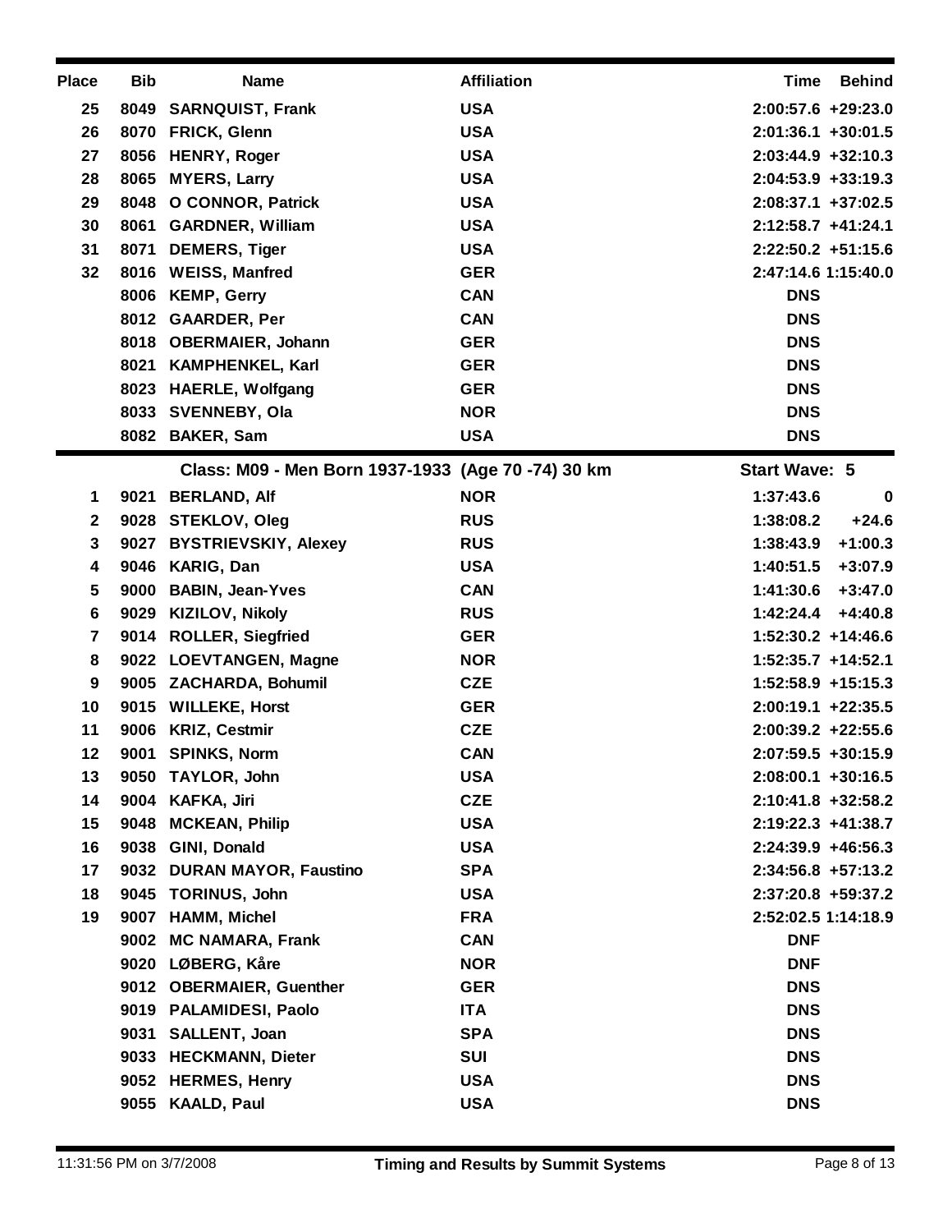| Place | Bib | Name | Affiliation | Time | Behind |
|---|---|---|---|---|---|
| 25 | 8049 | SARNQUIST, Frank | USA | 2:00:57.6 | +29:23.0 |
| 26 | 8070 | FRICK, Glenn | USA | 2:01:36.1 | +30:01.5 |
| 27 | 8056 | HENRY, Roger | USA | 2:03:44.9 | +32:10.3 |
| 28 | 8065 | MYERS, Larry | USA | 2:04:53.9 | +33:19.3 |
| 29 | 8048 | O CONNOR, Patrick | USA | 2:08:37.1 | +37:02.5 |
| 30 | 8061 | GARDNER, William | USA | 2:12:58.7 | +41:24.1 |
| 31 | 8071 | DEMERS, Tiger | USA | 2:22:50.2 | +51:15.6 |
| 32 | 8016 | WEISS, Manfred | GER | 2:47:14.6 | 1:15:40.0 |
| | 8006 | KEMP, Gerry | CAN | DNS | |
| | 8012 | GAARDER, Per | CAN | DNS | |
| | 8018 | OBERMAIER, Johann | GER | DNS | |
| | 8021 | KAMPHENKEL, Karl | GER | DNS | |
| | 8023 | HAERLE, Wolfgang | GER | DNS | |
| | 8033 | SVENNEBY, Ola | NOR | DNS | |
| | 8082 | BAKER, Sam | USA | DNS | |

**Class: M09 - Men Born 1937-1933 (Age 70 -74) 30 km** — **Start Wave: 5**

| Place | Bib | Name | Affiliation | Time | Behind |
|---|---|---|---|---|---|
| 1 | 9021 | BERLAND, Alf | NOR | 1:37:43.6 | 0 |
| 2 | 9028 | STEKLOV, Oleg | RUS | 1:38:08.2 | +24.6 |
| 3 | 9027 | BYSTRIEVSKIY, Alexey | RUS | 1:38:43.9 | +1:00.3 |
| 4 | 9046 | KARIG, Dan | USA | 1:40:51.5 | +3:07.9 |
| 5 | 9000 | BABIN, Jean-Yves | CAN | 1:41:30.6 | +3:47.0 |
| 6 | 9029 | KIZILOV, Nikoly | RUS | 1:42:24.4 | +4:40.8 |
| 7 | 9014 | ROLLER, Siegfried | GER | 1:52:30.2 | +14:46.6 |
| 8 | 9022 | LOEVTANGEN, Magne | NOR | 1:52:35.7 | +14:52.1 |
| 9 | 9005 | ZACHARDA, Bohumil | CZE | 1:52:58.9 | +15:15.3 |
| 10 | 9015 | WILLEKE, Horst | GER | 2:00:19.1 | +22:35.5 |
| 11 | 9006 | KRIZ, Cestmir | CZE | 2:00:39.2 | +22:55.6 |
| 12 | 9001 | SPINKS, Norm | CAN | 2:07:59.5 | +30:15.9 |
| 13 | 9050 | TAYLOR, John | USA | 2:08:00.1 | +30:16.5 |
| 14 | 9004 | KAFKA, Jiri | CZE | 2:10:41.8 | +32:58.2 |
| 15 | 9048 | MCKEAN, Philip | USA | 2:19:22.3 | +41:38.7 |
| 16 | 9038 | GINI, Donald | USA | 2:24:39.9 | +46:56.3 |
| 17 | 9032 | DURAN MAYOR, Faustino | SPA | 2:34:56.8 | +57:13.2 |
| 18 | 9045 | TORINUS, John | USA | 2:37:20.8 | +59:37.2 |
| 19 | 9007 | HAMM, Michel | FRA | 2:52:02.5 | 1:14:18.9 |
| | 9002 | MC NAMARA, Frank | CAN | DNF | |
| | 9020 | LØBERG, Kåre | NOR | DNF | |
| | 9012 | OBERMAIER, Guenther | GER | DNS | |
| | 9019 | PALAMIDESI, Paolo | ITA | DNS | |
| | 9031 | SALLENT, Joan | SPA | DNS | |
| | 9033 | HECKMANN, Dieter | SUI | DNS | |
| | 9052 | HERMES, Henry | USA | DNS | |
| | 9055 | KAALD, Paul | USA | DNS | |

11:31:56 PM on 3/7/2008 — Timing and Results by Summit Systems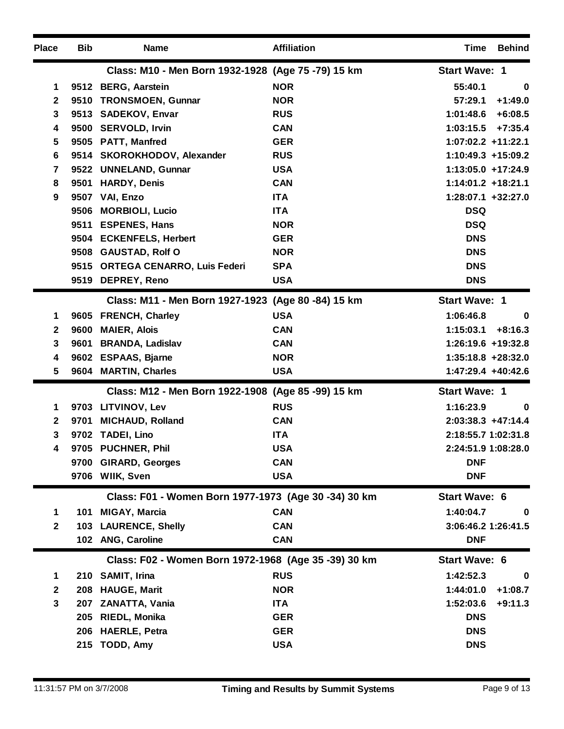| Place | Bib | Name | Affiliation | Time | Behind |
|---|---|---|---|---|---|
| | | **Class: M10 - Men Born 1932-1928 (Age 75 -79) 15 km** | | **Start Wave: 1** | |
| 1 | 9512 | BERG, Aarstein | NOR | 55:40.1 | 0 |
| 2 | 9510 | TRONSMOEN, Gunnar | NOR | 57:29.1 | +1:49.0 |
| 3 | 9513 | SADEKOV, Envar | RUS | 1:01:48.6 | +6:08.5 |
| 4 | 9500 | SERVOLD, Irvin | CAN | 1:03:15.5 | +7:35.4 |
| 5 | 9505 | PATT, Manfred | GER | 1:07:02.2 | +11:22.1 |
| 6 | 9514 | SKOROKHODOV, Alexander | RUS | 1:10:49.3 | +15:09.2 |
| 7 | 9522 | UNNELAND, Gunnar | USA | 1:13:05.0 | +17:24.9 |
| 8 | 9501 | HARDY, Denis | CAN | 1:14:01.2 | +18:21.1 |
| 9 | 9507 | VAI, Enzo | ITA | 1:28:07.1 | +32:27.0 |
| | 9506 | MORBIOLI, Lucio | ITA | DSQ | |
| | 9511 | ESPENES, Hans | NOR | DSQ | |
| | 9504 | ECKENFELS, Herbert | GER | DNS | |
| | 9508 | GAUSTAD, Rolf O | NOR | DNS | |
| | 9515 | ORTEGA CENARRO, Luis Federi | SPA | DNS | |
| | 9519 | DEPREY, Reno | USA | DNS | |
| | | **Class: M11 - Men Born 1927-1923 (Age 80 -84) 15 km** | | **Start Wave: 1** | |
| 1 | 9605 | FRENCH, Charley | USA | 1:06:46.8 | 0 |
| 2 | 9600 | MAIER, Alois | CAN | 1:15:03.1 | +8:16.3 |
| 3 | 9601 | BRANDA, Ladislav | CAN | 1:26:19.6 | +19:32.8 |
| 4 | 9602 | ESPAAS, Bjarne | NOR | 1:35:18.8 | +28:32.0 |
| 5 | 9604 | MARTIN, Charles | USA | 1:47:29.4 | +40:42.6 |
| | | **Class: M12 - Men Born 1922-1908 (Age 85 -99) 15 km** | | **Start Wave: 1** | |
| 1 | 9703 | LITVINOV, Lev | RUS | 1:16:23.9 | 0 |
| 2 | 9701 | MICHAUD, Rolland | CAN | 2:03:38.3 | +47:14.4 |
| 3 | 9702 | TADEI, Lino | ITA | 2:18:55.7 | 1:02:31.8 |
| 4 | 9705 | PUCHNER, Phil | USA | 2:24:51.9 | 1:08:28.0 |
| | 9700 | GIRARD, Georges | CAN | DNF | |
| | 9706 | WIIK, Sven | USA | DNF | |
| | | **Class: F01 - Women Born 1977-1973 (Age 30 -34) 30 km** | | **Start Wave: 6** | |
| 1 | 101 | MIGAY, Marcia | CAN | 1:40:04.7 | 0 |
| 2 | 103 | LAURENCE, Shelly | CAN | 3:06:46.2 | 1:26:41.5 |
| | 102 | ANG, Caroline | CAN | DNF | |
| | | **Class: F02 - Women Born 1972-1968 (Age 35 -39) 30 km** | | **Start Wave: 6** | |
| 1 | 210 | SAMIT, Irina | RUS | 1:42:52.3 | 0 |
| 2 | 208 | HAUGE, Marit | NOR | 1:44:01.0 | +1:08.7 |
| 3 | 207 | ZANATTA, Vania | ITA | 1:52:03.6 | +9:11.3 |
| | 205 | RIEDL, Monika | GER | DNS | |
| | 206 | HAERLE, Petra | GER | DNS | |
| | 215 | TODD, Amy | USA | DNS | |

11:31:57 PM on 3/7/2008 — Timing and Results by Summit Systems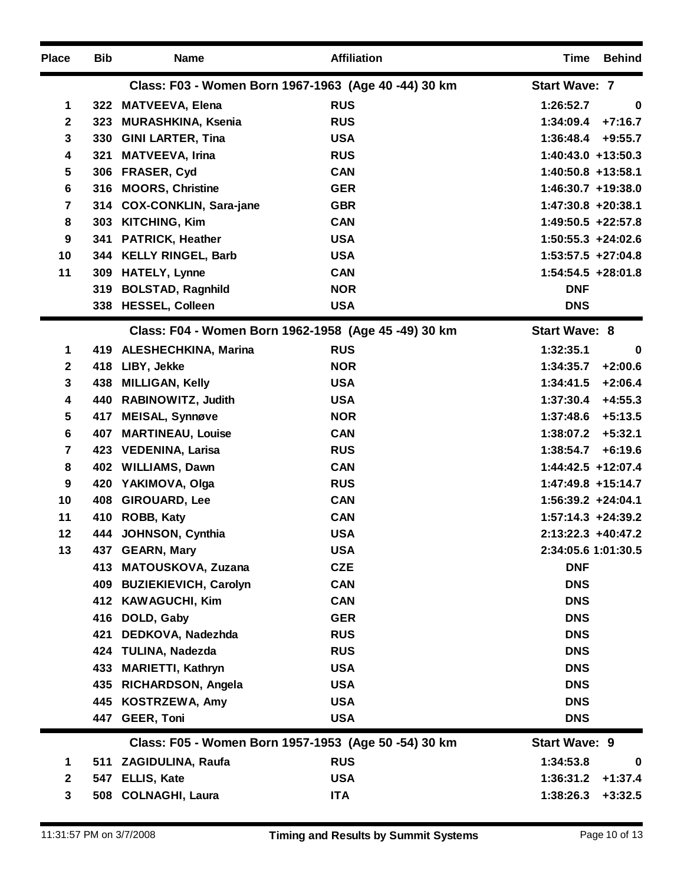| Place | Bib | Name | Affiliation | Time | Behind |
|---|---|---|---|---|---|
| | | **Class: F03 - Women Born 1967-1963 (Age 40 -44) 30 km** | | **Start Wave: 7** | |
| 1 | 322 | MATVEEVA, Elena | RUS | 1:26:52.7 | 0 |
| 2 | 323 | MURASHKINA, Ksenia | RUS | 1:34:09.4 | +7:16.7 |
| 3 | 330 | GINI LARTER, Tina | USA | 1:36:48.4 | +9:55.7 |
| 4 | 321 | MATVEEVA, Irina | RUS | 1:40:43.0 | +13:50.3 |
| 5 | 306 | FRASER, Cyd | CAN | 1:40:50.8 | +13:58.1 |
| 6 | 316 | MOORS, Christine | GER | 1:46:30.7 | +19:38.0 |
| 7 | 314 | COX-CONKLIN, Sara-jane | GBR | 1:47:30.8 | +20:38.1 |
| 8 | 303 | KITCHING, Kim | CAN | 1:49:50.5 | +22:57.8 |
| 9 | 341 | PATRICK, Heather | USA | 1:50:55.3 | +24:02.6 |
| 10 | 344 | KELLY RINGEL, Barb | USA | 1:53:57.5 | +27:04.8 |
| 11 | 309 | HATELY, Lynne | CAN | 1:54:54.5 | +28:01.8 |
| | 319 | BOLSTAD, Ragnhild | NOR | DNF | |
| | 338 | HESSEL, Colleen | USA | DNS | |
| | | **Class: F04 - Women Born 1962-1958 (Age 45 -49) 30 km** | | **Start Wave: 8** | |
| 1 | 419 | ALESHECHKINA, Marina | RUS | 1:32:35.1 | 0 |
| 2 | 418 | LIBY, Jekke | NOR | 1:34:35.7 | +2:00.6 |
| 3 | 438 | MILLIGAN, Kelly | USA | 1:34:41.5 | +2:06.4 |
| 4 | 440 | RABINOWITZ, Judith | USA | 1:37:30.4 | +4:55.3 |
| 5 | 417 | MEISAL, Synnøve | NOR | 1:37:48.6 | +5:13.5 |
| 6 | 407 | MARTINEAU, Louise | CAN | 1:38:07.2 | +5:32.1 |
| 7 | 423 | VEDENINA, Larisa | RUS | 1:38:54.7 | +6:19.6 |
| 8 | 402 | WILLIAMS, Dawn | CAN | 1:44:42.5 | +12:07.4 |
| 9 | 420 | YAKIMOVA, Olga | RUS | 1:47:49.8 | +15:14.7 |
| 10 | 408 | GIROUARD, Lee | CAN | 1:56:39.2 | +24:04.1 |
| 11 | 410 | ROBB, Katy | CAN | 1:57:14.3 | +24:39.2 |
| 12 | 444 | JOHNSON, Cynthia | USA | 2:13:22.3 | +40:47.2 |
| 13 | 437 | GEARN, Mary | USA | 2:34:05.6 | 1:01:30.5 |
| | 413 | MATOUSKOVA, Zuzana | CZE | DNF | |
| | 409 | BUZIEKIEVICH, Carolyn | CAN | DNS | |
| | 412 | KAWAGUCHI, Kim | CAN | DNS | |
| | 416 | DOLD, Gaby | GER | DNS | |
| | 421 | DEDKOVA, Nadezhda | RUS | DNS | |
| | 424 | TULINA, Nadezda | RUS | DNS | |
| | 433 | MARIETTI, Kathryn | USA | DNS | |
| | 435 | RICHARDSON, Angela | USA | DNS | |
| | 445 | KOSTRZEWA, Amy | USA | DNS | |
| | 447 | GEER, Toni | USA | DNS | |
| | | **Class: F05 - Women Born 1957-1953 (Age 50 -54) 30 km** | | **Start Wave: 9** | |
| 1 | 511 | ZAGIDULINA, Raufa | RUS | 1:34:53.8 | 0 |
| 2 | 547 | ELLIS, Kate | USA | 1:36:31.2 | +1:37.4 |
| 3 | 508 | COLNAGHI, Laura | ITA | 1:38:26.3 | +3:32.5 |

11:31:57 PM on 3/7/2008 — Timing and Results by Summit Systems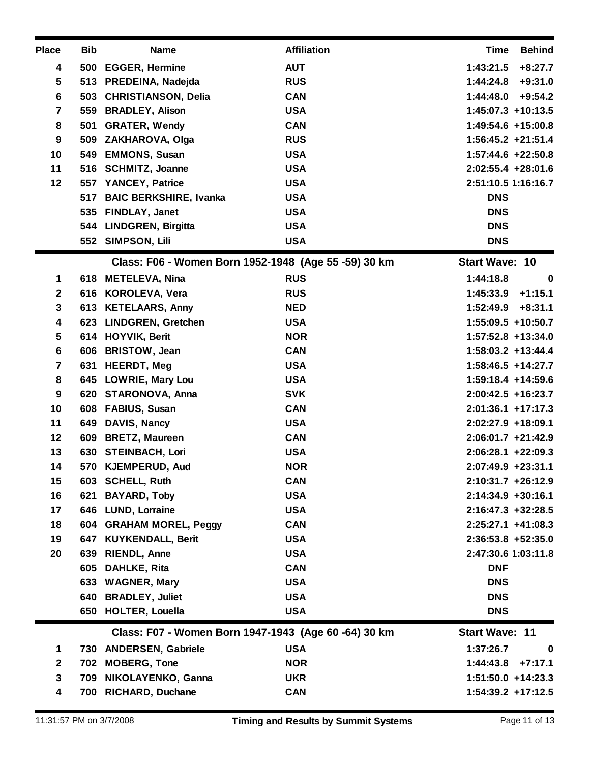| Place | Bib | Name | Affiliation | Time | Behind |
|---|---|---|---|---|---|
| 4 | 500 | EGGER, Hermine | AUT | 1:43:21.5 | +8:27.7 |
| 5 | 513 | PREDEINA, Nadejda | RUS | 1:44:24.8 | +9:31.0 |
| 6 | 503 | CHRISTIANSON, Delia | CAN | 1:44:48.0 | +9:54.2 |
| 7 | 559 | BRADLEY, Alison | USA | 1:45:07.3 | +10:13.5 |
| 8 | 501 | GRATER, Wendy | CAN | 1:49:54.6 | +15:00.8 |
| 9 | 509 | ZAKHAROVA, Olga | RUS | 1:56:45.2 | +21:51.4 |
| 10 | 549 | EMMONS, Susan | USA | 1:57:44.6 | +22:50.8 |
| 11 | 516 | SCHMITZ, Joanne | USA | 2:02:55.4 | +28:01.6 |
| 12 | 557 | YANCEY, Patrice | USA | 2:51:10.5 | 1:16:16.7 |
| | 517 | BAIC BERKSHIRE, Ivanka | USA | DNS | |
| | 535 | FINDLAY, Janet | USA | DNS | |
| | 544 | LINDGREN, Birgitta | USA | DNS | |
| | 552 | SIMPSON, Lili | USA | DNS | |

**Class: F06 - Women Born 1952-1948 (Age 55 -59) 30 km** — **Start Wave: 10**

| Place | Bib | Name | Affiliation | Time | Behind |
|---|---|---|---|---|---|
| 1 | 618 | METELEVA, Nina | RUS | 1:44:18.8 | 0 |
| 2 | 616 | KOROLEVA, Vera | RUS | 1:45:33.9 | +1:15.1 |
| 3 | 613 | KETELAARS, Anny | NED | 1:52:49.9 | +8:31.1 |
| 4 | 623 | LINDGREN, Gretchen | USA | 1:55:09.5 | +10:50.7 |
| 5 | 614 | HOYVIK, Berit | NOR | 1:57:52.8 | +13:34.0 |
| 6 | 606 | BRISTOW, Jean | CAN | 1:58:03.2 | +13:44.4 |
| 7 | 631 | HEERDT, Meg | USA | 1:58:46.5 | +14:27.7 |
| 8 | 645 | LOWRIE, Mary Lou | USA | 1:59:18.4 | +14:59.6 |
| 9 | 620 | STARONOVA, Anna | SVK | 2:00:42.5 | +16:23.7 |
| 10 | 608 | FABIUS, Susan | CAN | 2:01:36.1 | +17:17.3 |
| 11 | 649 | DAVIS, Nancy | USA | 2:02:27.9 | +18:09.1 |
| 12 | 609 | BRETZ, Maureen | CAN | 2:06:01.7 | +21:42.9 |
| 13 | 630 | STEINBACH, Lori | USA | 2:06:28.1 | +22:09.3 |
| 14 | 570 | KJEMPERUD, Aud | NOR | 2:07:49.9 | +23:31.1 |
| 15 | 603 | SCHELL, Ruth | CAN | 2:10:31.7 | +26:12.9 |
| 16 | 621 | BAYARD, Toby | USA | 2:14:34.9 | +30:16.1 |
| 17 | 646 | LUND, Lorraine | USA | 2:16:47.3 | +32:28.5 |
| 18 | 604 | GRAHAM MOREL, Peggy | CAN | 2:25:27.1 | +41:08.3 |
| 19 | 647 | KUYKENDALL, Berit | USA | 2:36:53.8 | +52:35.0 |
| 20 | 639 | RIENDL, Anne | USA | 2:47:30.6 | 1:03:11.8 |
| | 605 | DAHLKE, Rita | CAN | DNF | |
| | 633 | WAGNER, Mary | USA | DNS | |
| | 640 | BRADLEY, Juliet | USA | DNS | |
| | 650 | HOLTER, Louella | USA | DNS | |

**Class: F07 - Women Born 1947-1943 (Age 60 -64) 30 km** — **Start Wave: 11**

| Place | Bib | Name | Affiliation | Time | Behind |
|---|---|---|---|---|---|
| 1 | 730 | ANDERSEN, Gabriele | USA | 1:37:26.7 | 0 |
| 2 | 702 | MOBERG, Tone | NOR | 1:44:43.8 | +7:17.1 |
| 3 | 709 | NIKOLAYENKO, Ganna | UKR | 1:51:50.0 | +14:23.3 |
| 4 | 700 | RICHARD, Duchane | CAN | 1:54:39.2 | +17:12.5 |

11:31:57 PM on 3/7/2008 — Timing and Results by Summit Systems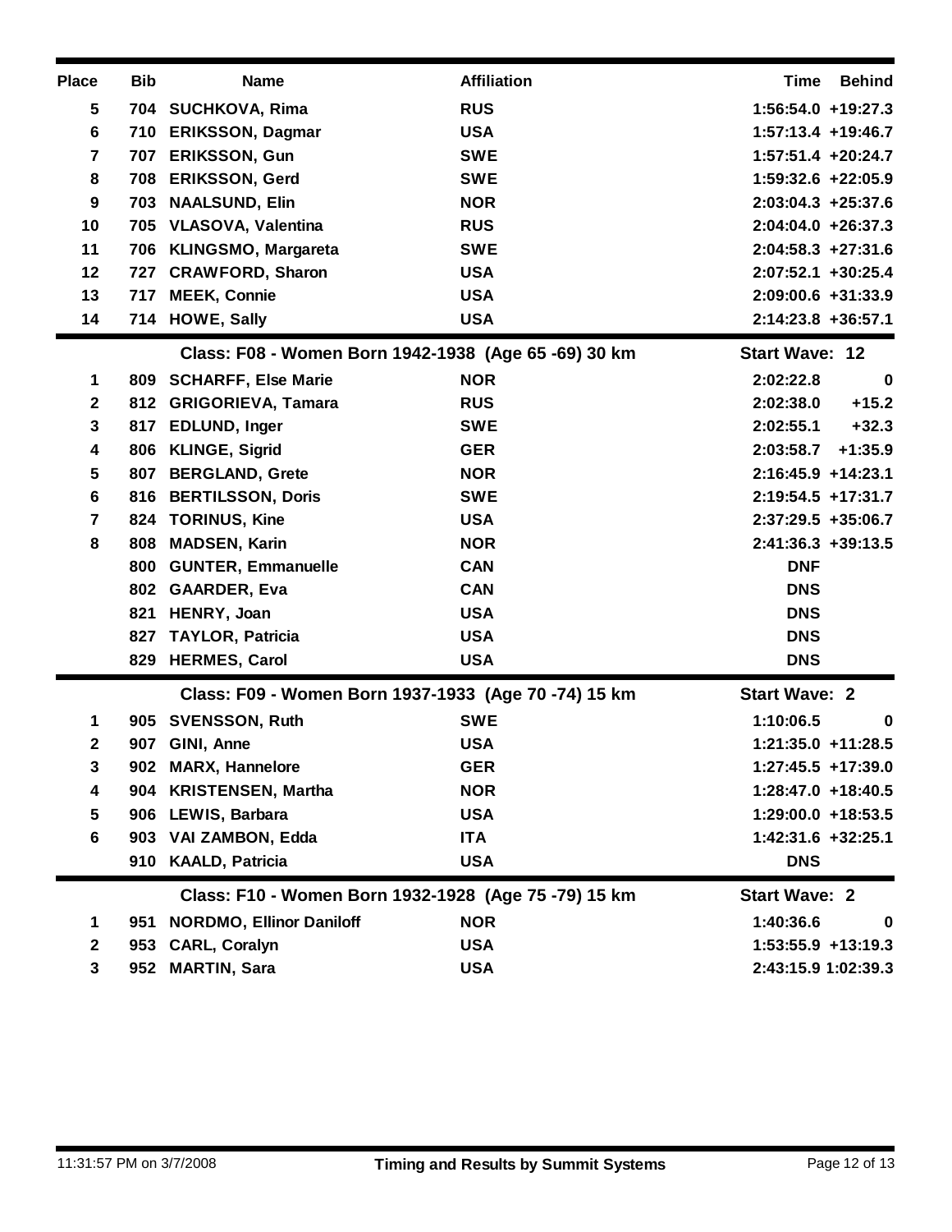| Place | Bib | Name | Affiliation | Time | Behind |
|---|---|---|---|---|---|
| 5 | 704 | SUCHKOVA, Rima | RUS | 1:56:54.0 | +19:27.3 |
| 6 | 710 | ERIKSSON, Dagmar | USA | 1:57:13.4 | +19:46.7 |
| 7 | 707 | ERIKSSON, Gun | SWE | 1:57:51.4 | +20:24.7 |
| 8 | 708 | ERIKSSON, Gerd | SWE | 1:59:32.6 | +22:05.9 |
| 9 | 703 | NAALSUND, Elin | NOR | 2:03:04.3 | +25:37.6 |
| 10 | 705 | VLASOVA, Valentina | RUS | 2:04:04.0 | +26:37.3 |
| 11 | 706 | KLINGSMO, Margareta | SWE | 2:04:58.3 | +27:31.6 |
| 12 | 727 | CRAWFORD, Sharon | USA | 2:07:52.1 | +30:25.4 |
| 13 | 717 | MEEK, Connie | USA | 2:09:00.6 | +31:33.9 |
| 14 | 714 | HOWE, Sally | USA | 2:14:23.8 | +36:57.1 |

**Class: F08 - Women Born 1942-1938 (Age 65 -69) 30 km** — **Start Wave: 12**

| Place | Bib | Name | Affiliation | Time | Behind |
|---|---|---|---|---|---|
| 1 | 809 | SCHARFF, Else Marie | NOR | 2:02:22.8 | 0 |
| 2 | 812 | GRIGORIEVA, Tamara | RUS | 2:02:38.0 | +15.2 |
| 3 | 817 | EDLUND, Inger | SWE | 2:02:55.1 | +32.3 |
| 4 | 806 | KLINGE, Sigrid | GER | 2:03:58.7 | +1:35.9 |
| 5 | 807 | BERGLAND, Grete | NOR | 2:16:45.9 | +14:23.1 |
| 6 | 816 | BERTILSSON, Doris | SWE | 2:19:54.5 | +17:31.7 |
| 7 | 824 | TORINUS, Kine | USA | 2:37:29.5 | +35:06.7 |
| 8 | 808 | MADSEN, Karin | NOR | 2:41:36.3 | +39:13.5 |
| | 800 | GUNTER, Emmanuelle | CAN | DNF | |
| | 802 | GAARDER, Eva | CAN | DNS | |
| | 821 | HENRY, Joan | USA | DNS | |
| | 827 | TAYLOR, Patricia | USA | DNS | |
| | 829 | HERMES, Carol | USA | DNS | |

**Class: F09 - Women Born 1937-1933 (Age 70 -74) 15 km** — **Start Wave: 2**

| Place | Bib | Name | Affiliation | Time | Behind |
|---|---|---|---|---|---|
| 1 | 905 | SVENSSON, Ruth | SWE | 1:10:06.5 | 0 |
| 2 | 907 | GINI, Anne | USA | 1:21:35.0 | +11:28.5 |
| 3 | 902 | MARX, Hannelore | GER | 1:27:45.5 | +17:39.0 |
| 4 | 904 | KRISTENSEN, Martha | NOR | 1:28:47.0 | +18:40.5 |
| 5 | 906 | LEWIS, Barbara | USA | 1:29:00.0 | +18:53.5 |
| 6 | 903 | VAI ZAMBON, Edda | ITA | 1:42:31.6 | +32:25.1 |
| | 910 | KAALD, Patricia | USA | DNS | |

**Class: F10 - Women Born 1932-1928 (Age 75 -79) 15 km** — **Start Wave: 2**

| Place | Bib | Name | Affiliation | Time | Behind |
|---|---|---|---|---|---|
| 1 | 951 | NORDMO, Ellinor Daniloff | NOR | 1:40:36.6 | 0 |
| 2 | 953 | CARL, Coralyn | USA | 1:53:55.9 | +13:19.3 |
| 3 | 952 | MARTIN, Sara | USA | 2:43:15.9 | 1:02:39.3 |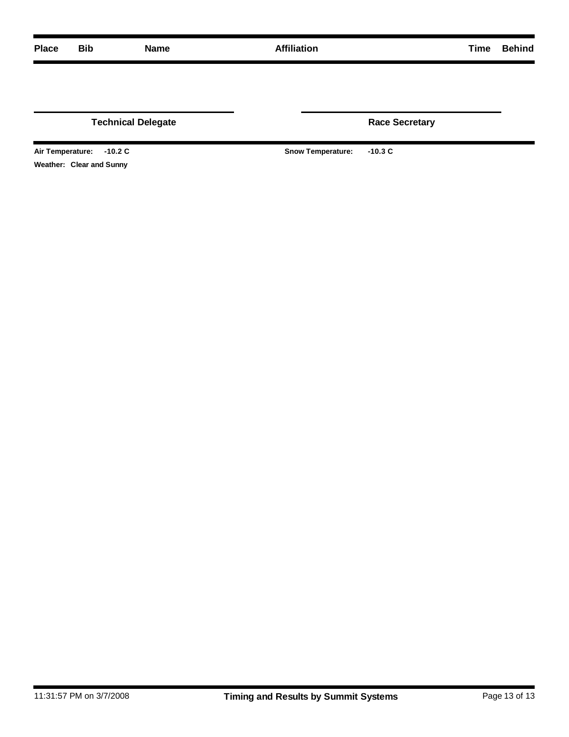| Place | Bib | Name | Affiliation | Time | Behind |
| --- | --- | --- | --- | --- | --- |

**Technical Delegate**

**Race Secretary**

**Air Temperature:** **-10.2 C**

**Snow Temperature:** **-10.3 C**

**Weather: Clear and Sunny**

11:31:57 PM on 3/7/2008

**Timing and Results by Summit Systems**